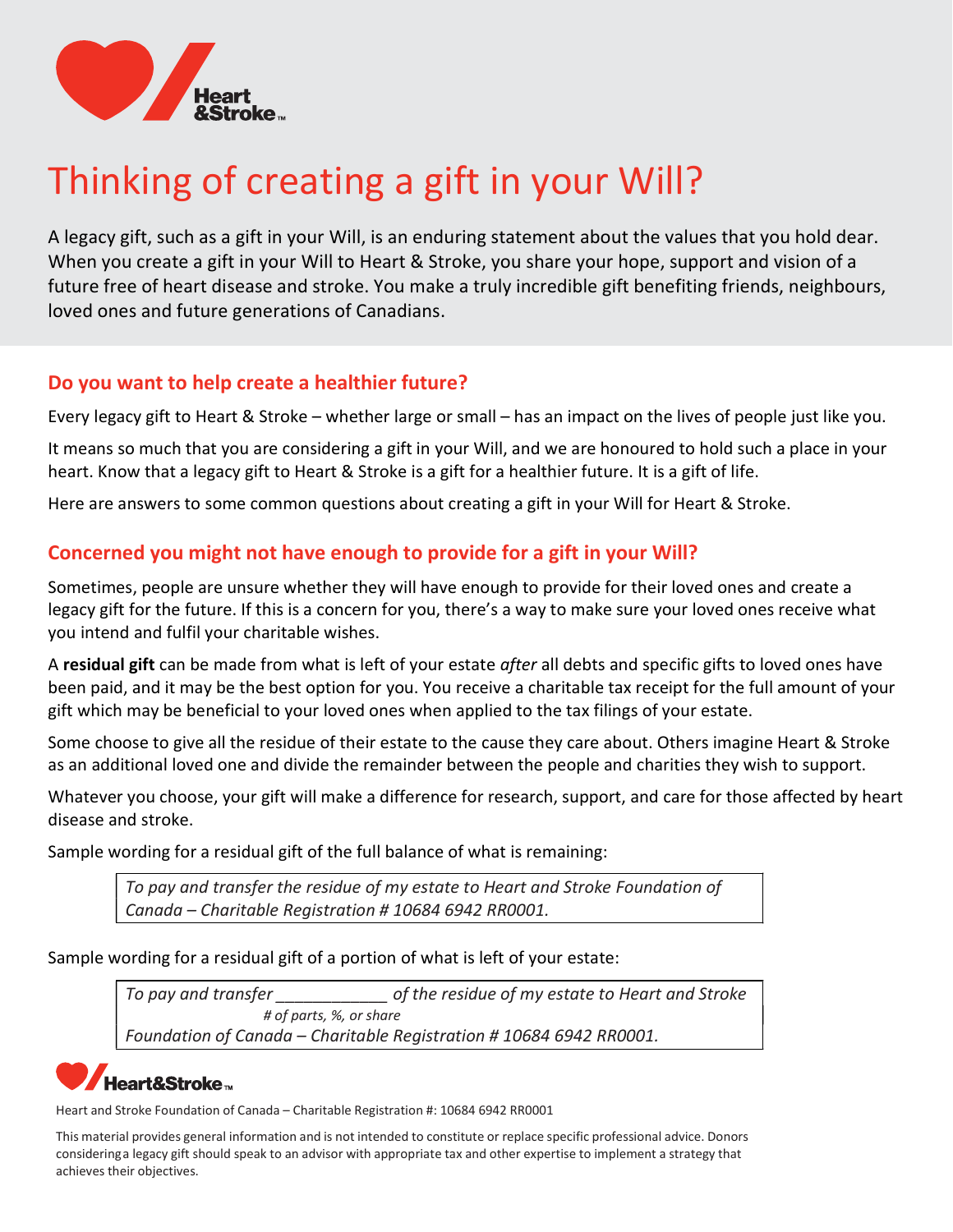# Thinking of creating a gift in your Will?

A legacy gift, such as a gift in your Will, is an enduring statement about the values that you hold dear. When you create a gift in your Will to Heart & Stroke, you share your hope, support and vision of a future free of heart disease and stroke. You make a truly incredible gift benefiting friends, neighbours, loved ones and future generations of Canadians.

## Do you want to help create a healthier future?

Every legacy gift to Heart & Stroke – whether large or small – has an impact on the lives of people just like you.

It means so much that you are considering a gift in your Will, and we are honoured to hold such a place in your heart. Know that a legacy gift to Heart & Stroke is a gift for a healthier future. It is a gift of life.

Here are answers to some common questions about creating a gift in your Will for Heart & Stroke.

## Concerned you might not have enough to provide for a gift in your Will?

Sometimes, people are unsure whether they will have enough to provide for their loved ones and create a legacy gift for the future. If this is a concern for you, there's a way to make sure your loved ones receive what you intend and fulfil your charitable wishes.

A **residual gift** can be made from what is left of your estate *after* all debts and specific gifts to loved ones have been paid, and it may be the best option for you. You receive a charitable tax receipt for the full amount of your gift which may be beneficial to your loved ones when applied to the tax filings of your estate.

Some choose to give all the residue of their estate to the cause they care about. Others imagine Heart & Stroke as an additional loved one and divide the remainder between the people and charities they wish to support.

Whatever you choose, your gift will make a difference for research, support, and care for those affected by heart disease and stroke.

Sample wording for a residual gift of the full balance of what is remaining:

> *To pay and transfer the residue of my estate to Heart and Stroke Foundation of Canada – Charitable Registration # 10684 6942 RR0001.*

Sample wording for a residual gift of a portion of what is left of your estate:

> *To pay and transfer ____________ of the residue of my estate to Heart and Stroke*
> *# of parts, %, or share*
> *Foundation of Canada – Charitable Registration # 10684 6942 RR0001.*

Heart and Stroke Foundation of Canada – Charitable Registration #: 10684 6942 RR0001

This material provides general information and is not intended to constitute or replace specific professional advice. Donors considering a legacy gift should speak to an advisor with appropriate tax and other expertise to implement a strategy that achieves their objectives.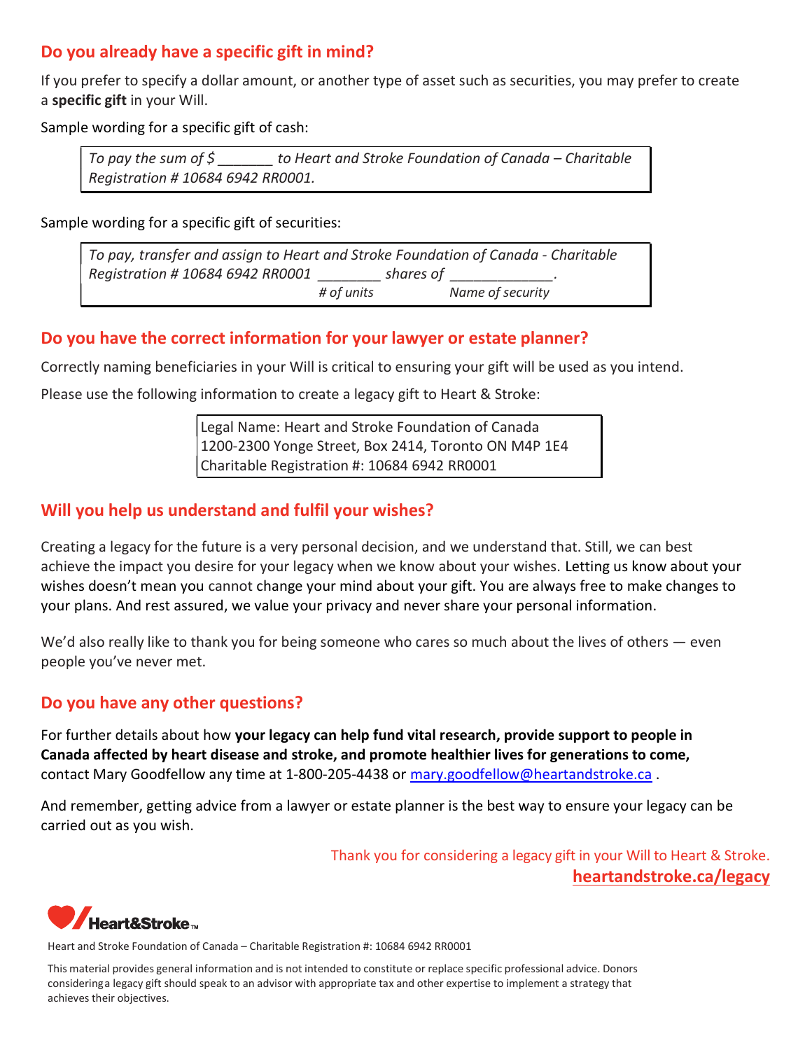## Do you already have a specific gift in mind?

If you prefer to specify a dollar amount, or another type of asset such as securities, you may prefer to create a **specific gift** in your Will.

Sample wording for a specific gift of cash:

> *To pay the sum of $ _______ to Heart and Stroke Foundation of Canada – Charitable Registration # 10684 6942 RR0001.*

Sample wording for a specific gift of securities:

> *To pay, transfer and assign to Heart and Stroke Foundation of Canada - Charitable Registration # 10684 6942 RR0001 ________ shares of _____________.*
> *# of units* *Name of security*

## Do you have the correct information for your lawyer or estate planner?

Correctly naming beneficiaries in your Will is critical to ensuring your gift will be used as you intend.

Please use the following information to create a legacy gift to Heart & Stroke:

> Legal Name: Heart and Stroke Foundation of Canada
> 1200-2300 Yonge Street, Box 2414, Toronto ON M4P 1E4
> Charitable Registration #: 10684 6942 RR0001

## Will you help us understand and fulfil your wishes?

Creating a legacy for the future is a very personal decision, and we understand that. Still, we can best achieve the impact you desire for your legacy when we know about your wishes. Letting us know about your wishes doesn't mean you cannot change your mind about your gift. You are always free to make changes to your plans. And rest assured, we value your privacy and never share your personal information.

We'd also really like to thank you for being someone who cares so much about the lives of others — even people you've never met.

## Do you have any other questions?

For further details about how **your legacy can help fund vital research, provide support to people in Canada affected by heart disease and stroke, and promote healthier lives for generations to come,** contact Mary Goodfellow any time at 1-800-205-4438 or mary.goodfellow@heartandstroke.ca .

And remember, getting advice from a lawyer or estate planner is the best way to ensure your legacy can be carried out as you wish.

Thank you for considering a legacy gift in your Will to Heart & Stroke.
**heartandstroke.ca/legacy**

Heart&Stroke™

Heart and Stroke Foundation of Canada – Charitable Registration #: 10684 6942 RR0001

This material provides general information and is not intended to constitute or replace specific professional advice. Donors considering a legacy gift should speak to an advisor with appropriate tax and other expertise to implement a strategy that achieves their objectives.